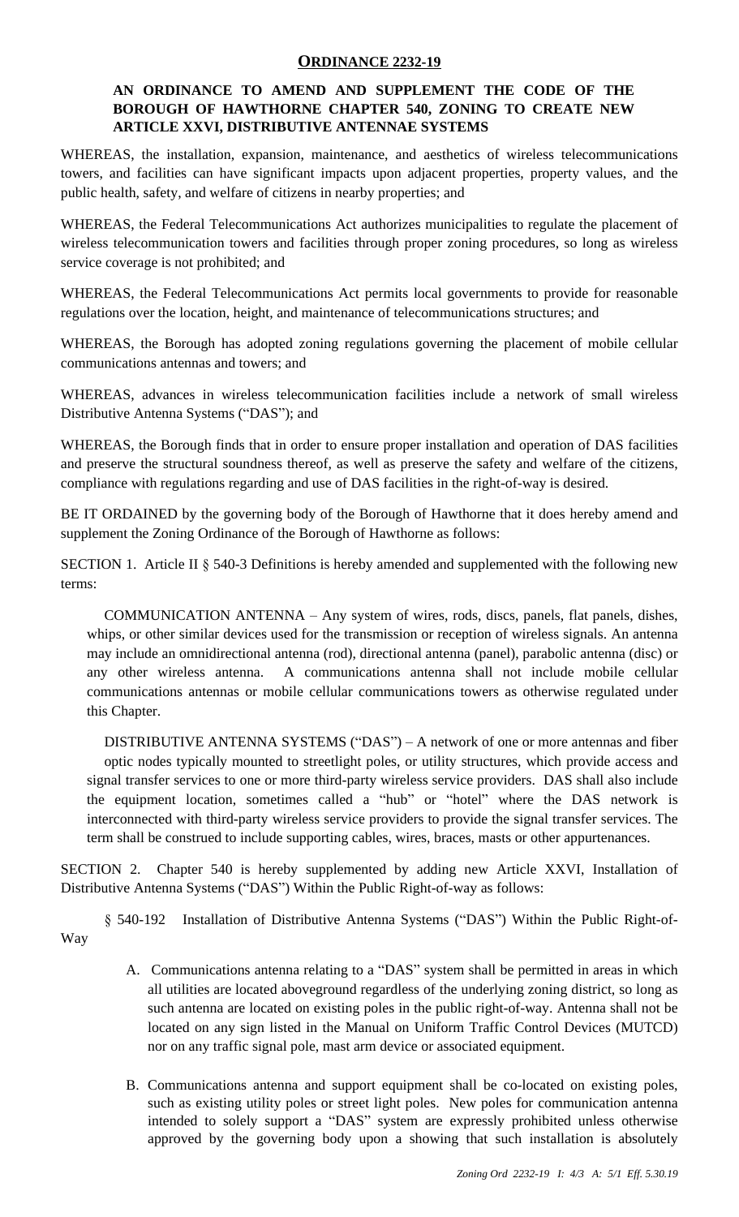# ORDINANCE 2232-19

## AN ORDINANCE TO AMEND AND SUPPLEMENT THE CODE OF THE BOROUGH OF HAWTHORNE CHAPTER 540, ZONING TO CREATE NEW ARTICLE XXVI, DISTRIBUTIVE ANTENNAE SYSTEMS

WHEREAS, the installation, expansion, maintenance, and aesthetics of wireless telecommunications towers, and facilities can have significant impacts upon adjacent properties, property values, and the public health, safety, and welfare of citizens in nearby properties; and

WHEREAS, the Federal Telecommunications Act authorizes municipalities to regulate the placement of wireless telecommunication towers and facilities through proper zoning procedures, so long as wireless service coverage is not prohibited; and

WHEREAS, the Federal Telecommunications Act permits local governments to provide for reasonable regulations over the location, height, and maintenance of telecommunications structures; and

WHEREAS, the Borough has adopted zoning regulations governing the placement of mobile cellular communications antennas and towers; and

WHEREAS, advances in wireless telecommunication facilities include a network of small wireless Distributive Antenna Systems ("DAS"); and

WHEREAS, the Borough finds that in order to ensure proper installation and operation of DAS facilities and preserve the structural soundness thereof, as well as preserve the safety and welfare of the citizens, compliance with regulations regarding and use of DAS facilities in the right-of-way is desired.

BE IT ORDAINED by the governing body of the Borough of Hawthorne that it does hereby amend and supplement the Zoning Ordinance of the Borough of Hawthorne as follows:

SECTION 1. Article II § 540-3 Definitions is hereby amended and supplemented with the following new terms:

COMMUNICATION ANTENNA – Any system of wires, rods, discs, panels, flat panels, dishes, whips, or other similar devices used for the transmission or reception of wireless signals. An antenna may include an omnidirectional antenna (rod), directional antenna (panel), parabolic antenna (disc) or any other wireless antenna. A communications antenna shall not include mobile cellular communications antennas or mobile cellular communications towers as otherwise regulated under this Chapter.

DISTRIBUTIVE ANTENNA SYSTEMS ("DAS") – A network of one or more antennas and fiber optic nodes typically mounted to streetlight poles, or utility structures, which provide access and signal transfer services to one or more third-party wireless service providers. DAS shall also include the equipment location, sometimes called a "hub" or "hotel" where the DAS network is interconnected with third-party wireless service providers to provide the signal transfer services. The term shall be construed to include supporting cables, wires, braces, masts or other appurtenances.

SECTION 2. Chapter 540 is hereby supplemented by adding new Article XXVI, Installation of Distributive Antenna Systems ("DAS") Within the Public Right-of-way as follows:

§ 540-192 Installation of Distributive Antenna Systems ("DAS") Within the Public Right-of-Way

A. Communications antenna relating to a "DAS" system shall be permitted in areas in which all utilities are located aboveground regardless of the underlying zoning district, so long as such antenna are located on existing poles in the public right-of-way. Antenna shall not be located on any sign listed in the Manual on Uniform Traffic Control Devices (MUTCD) nor on any traffic signal pole, mast arm device or associated equipment.

B. Communications antenna and support equipment shall be co-located on existing poles, such as existing utility poles or street light poles. New poles for communication antenna intended to solely support a "DAS" system are expressly prohibited unless otherwise approved by the governing body upon a showing that such installation is absolutely

*Zoning Ord 2232-19 I: 4/3 A: 5/1 Eff. 5.30.19*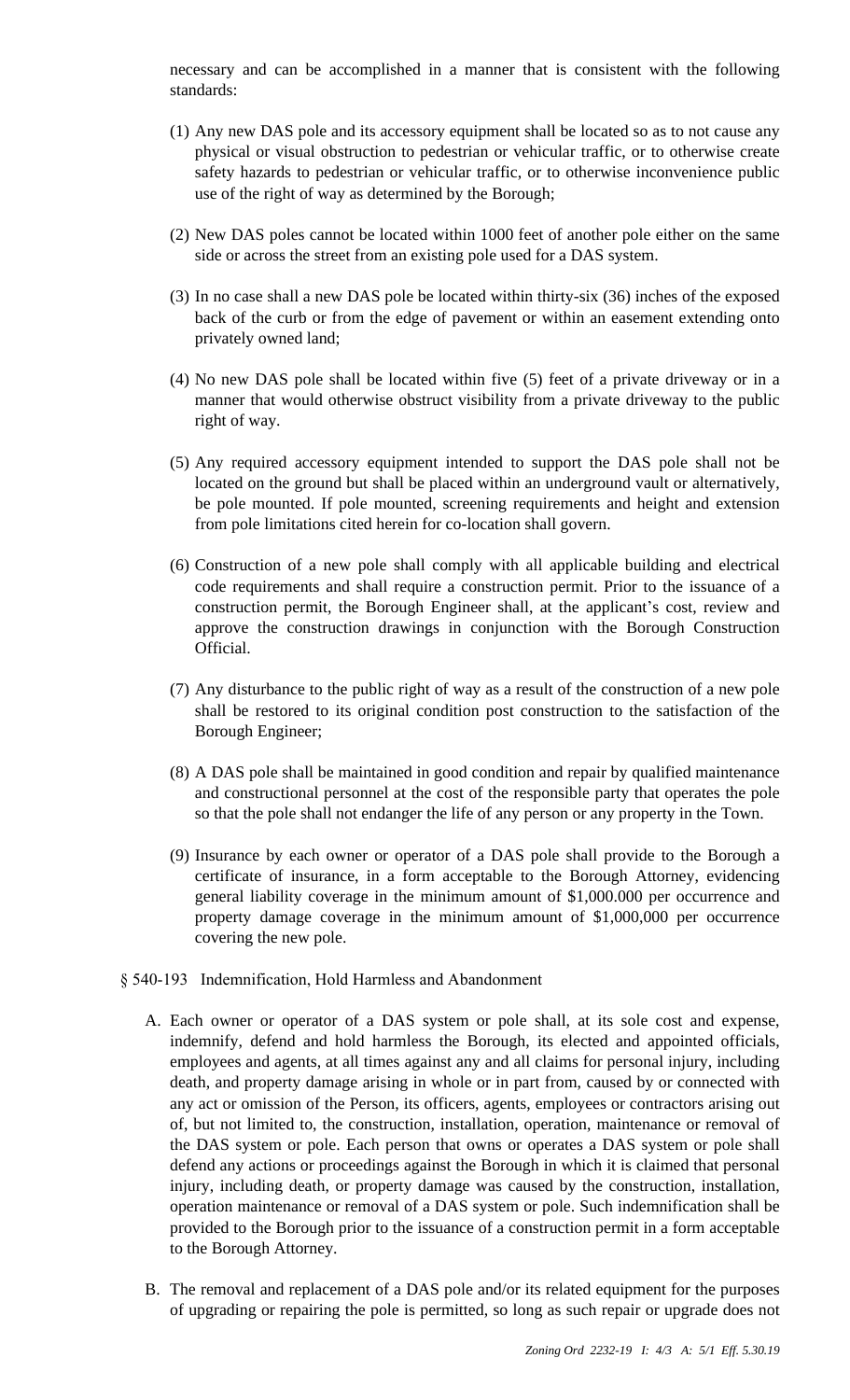necessary and can be accomplished in a manner that is consistent with the following standards:

(1) Any new DAS pole and its accessory equipment shall be located so as to not cause any physical or visual obstruction to pedestrian or vehicular traffic, or to otherwise create safety hazards to pedestrian or vehicular traffic, or to otherwise inconvenience public use of the right of way as determined by the Borough;

(2) New DAS poles cannot be located within 1000 feet of another pole either on the same side or across the street from an existing pole used for a DAS system.

(3) In no case shall a new DAS pole be located within thirty-six (36) inches of the exposed back of the curb or from the edge of pavement or within an easement extending onto privately owned land;

(4) No new DAS pole shall be located within five (5) feet of a private driveway or in a manner that would otherwise obstruct visibility from a private driveway to the public right of way.

(5) Any required accessory equipment intended to support the DAS pole shall not be located on the ground but shall be placed within an underground vault or alternatively, be pole mounted. If pole mounted, screening requirements and height and extension from pole limitations cited herein for co-location shall govern.

(6) Construction of a new pole shall comply with all applicable building and electrical code requirements and shall require a construction permit. Prior to the issuance of a construction permit, the Borough Engineer shall, at the applicant's cost, review and approve the construction drawings in conjunction with the Borough Construction Official.

(7) Any disturbance to the public right of way as a result of the construction of a new pole shall be restored to its original condition post construction to the satisfaction of the Borough Engineer;

(8) A DAS pole shall be maintained in good condition and repair by qualified maintenance and constructional personnel at the cost of the responsible party that operates the pole so that the pole shall not endanger the life of any person or any property in the Town.

(9) Insurance by each owner or operator of a DAS pole shall provide to the Borough a certificate of insurance, in a form acceptable to the Borough Attorney, evidencing general liability coverage in the minimum amount of $1,000.000 per occurrence and property damage coverage in the minimum amount of $1,000,000 per occurrence covering the new pole.

§ 540-193 Indemnification, Hold Harmless and Abandonment

A. Each owner or operator of a DAS system or pole shall, at its sole cost and expense, indemnify, defend and hold harmless the Borough, its elected and appointed officials, employees and agents, at all times against any and all claims for personal injury, including death, and property damage arising in whole or in part from, caused by or connected with any act or omission of the Person, its officers, agents, employees or contractors arising out of, but not limited to, the construction, installation, operation, maintenance or removal of the DAS system or pole. Each person that owns or operates a DAS system or pole shall defend any actions or proceedings against the Borough in which it is claimed that personal injury, including death, or property damage was caused by the construction, installation, operation maintenance or removal of a DAS system or pole. Such indemnification shall be provided to the Borough prior to the issuance of a construction permit in a form acceptable to the Borough Attorney.

B. The removal and replacement of a DAS pole and/or its related equipment for the purposes of upgrading or repairing the pole is permitted, so long as such repair or upgrade does not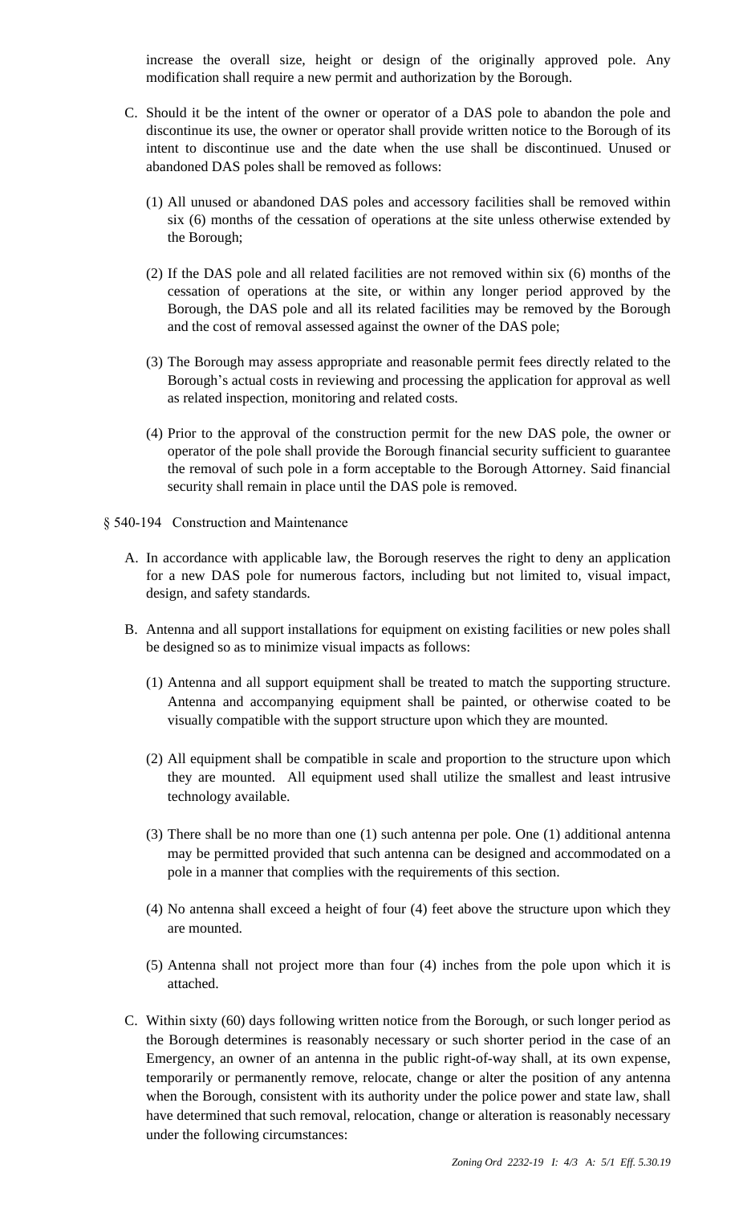increase the overall size, height or design of the originally approved pole. Any modification shall require a new permit and authorization by the Borough.

C. Should it be the intent of the owner or operator of a DAS pole to abandon the pole and discontinue its use, the owner or operator shall provide written notice to the Borough of its intent to discontinue use and the date when the use shall be discontinued. Unused or abandoned DAS poles shall be removed as follows:

   (1) All unused or abandoned DAS poles and accessory facilities shall be removed within six (6) months of the cessation of operations at the site unless otherwise extended by the Borough;

   (2) If the DAS pole and all related facilities are not removed within six (6) months of the cessation of operations at the site, or within any longer period approved by the Borough, the DAS pole and all its related facilities may be removed by the Borough and the cost of removal assessed against the owner of the DAS pole;

   (3) The Borough may assess appropriate and reasonable permit fees directly related to the Borough's actual costs in reviewing and processing the application for approval as well as related inspection, monitoring and related costs.

   (4) Prior to the approval of the construction permit for the new DAS pole, the owner or operator of the pole shall provide the Borough financial security sufficient to guarantee the removal of such pole in a form acceptable to the Borough Attorney. Said financial security shall remain in place until the DAS pole is removed.

§ 540-194 Construction and Maintenance

A. In accordance with applicable law, the Borough reserves the right to deny an application for a new DAS pole for numerous factors, including but not limited to, visual impact, design, and safety standards.

B. Antenna and all support installations for equipment on existing facilities or new poles shall be designed so as to minimize visual impacts as follows:

   (1) Antenna and all support equipment shall be treated to match the supporting structure. Antenna and accompanying equipment shall be painted, or otherwise coated to be visually compatible with the support structure upon which they are mounted.

   (2) All equipment shall be compatible in scale and proportion to the structure upon which they are mounted. All equipment used shall utilize the smallest and least intrusive technology available.

   (3) There shall be no more than one (1) such antenna per pole. One (1) additional antenna may be permitted provided that such antenna can be designed and accommodated on a pole in a manner that complies with the requirements of this section.

   (4) No antenna shall exceed a height of four (4) feet above the structure upon which they are mounted.

   (5) Antenna shall not project more than four (4) inches from the pole upon which it is attached.

C. Within sixty (60) days following written notice from the Borough, or such longer period as the Borough determines is reasonably necessary or such shorter period in the case of an Emergency, an owner of an antenna in the public right-of-way shall, at its own expense, temporarily or permanently remove, relocate, change or alter the position of any antenna when the Borough, consistent with its authority under the police power and state law, shall have determined that such removal, relocation, change or alteration is reasonably necessary under the following circumstances: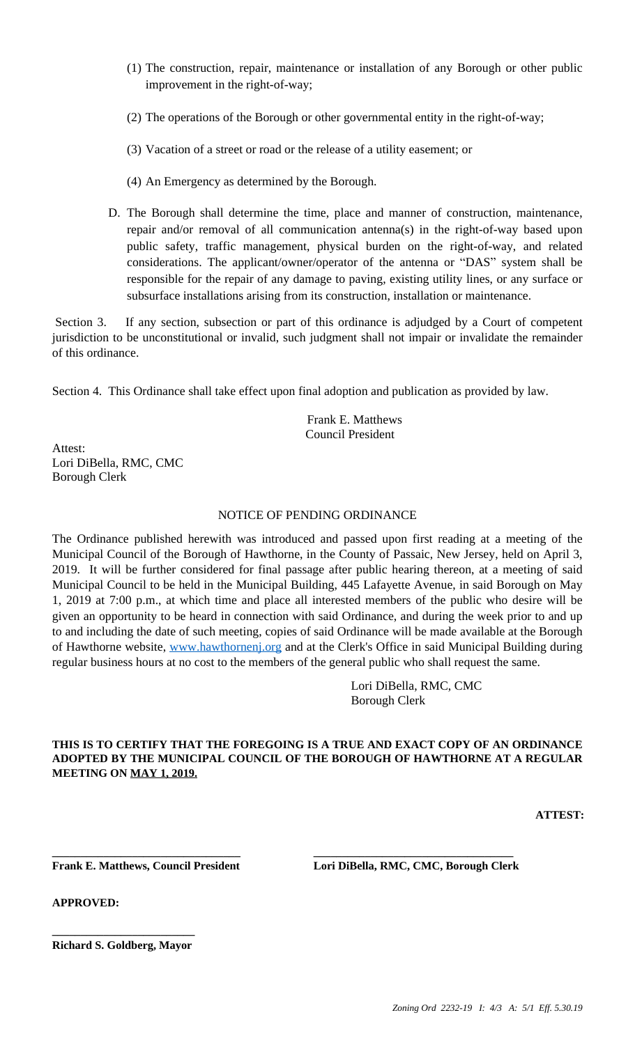(1) The construction, repair, maintenance or installation of any Borough or other public improvement in the right-of-way;

(2) The operations of the Borough or other governmental entity in the right-of-way;

(3) Vacation of a street or road or the release of a utility easement; or

(4) An Emergency as determined by the Borough.

D. The Borough shall determine the time, place and manner of construction, maintenance, repair and/or removal of all communication antenna(s) in the right-of-way based upon public safety, traffic management, physical burden on the right-of-way, and related considerations. The applicant/owner/operator of the antenna or "DAS" system shall be responsible for the repair of any damage to paving, existing utility lines, or any surface or subsurface installations arising from its construction, installation or maintenance.

Section 3. If any section, subsection or part of this ordinance is adjudged by a Court of competent jurisdiction to be unconstitutional or invalid, such judgment shall not impair or invalidate the remainder of this ordinance.

Section 4. This Ordinance shall take effect upon final adoption and publication as provided by law.

Frank E. Matthews
Council President

Attest:
Lori DiBella, RMC, CMC
Borough Clerk

NOTICE OF PENDING ORDINANCE

The Ordinance published herewith was introduced and passed upon first reading at a meeting of the Municipal Council of the Borough of Hawthorne, in the County of Passaic, New Jersey, held on April 3, 2019. It will be further considered for final passage after public hearing thereon, at a meeting of said Municipal Council to be held in the Municipal Building, 445 Lafayette Avenue, in said Borough on May 1, 2019 at 7:00 p.m., at which time and place all interested members of the public who desire will be given an opportunity to be heard in connection with said Ordinance, and during the week prior to and up to and including the date of such meeting, copies of said Ordinance will be made available at the Borough of Hawthorne website, www.hawthornenj.org and at the Clerk's Office in said Municipal Building during regular business hours at no cost to the members of the general public who shall request the same.

Lori DiBella, RMC, CMC
Borough Clerk

**THIS IS TO CERTIFY THAT THE FOREGOING IS A TRUE AND EXACT COPY OF AN ORDINANCE ADOPTED BY THE MUNICIPAL COUNCIL OF THE BOROUGH OF HAWTHORNE AT A REGULAR MEETING ON MAY 1, 2019.**

**ATTEST:**

**Frank E. Matthews, Council President** **Lori DiBella, RMC, CMC, Borough Clerk**

**APPROVED:**

**Richard S. Goldberg, Mayor**

*Zoning Ord 2232-19 I: 4/3 A: 5/1 Eff. 5.30.19*